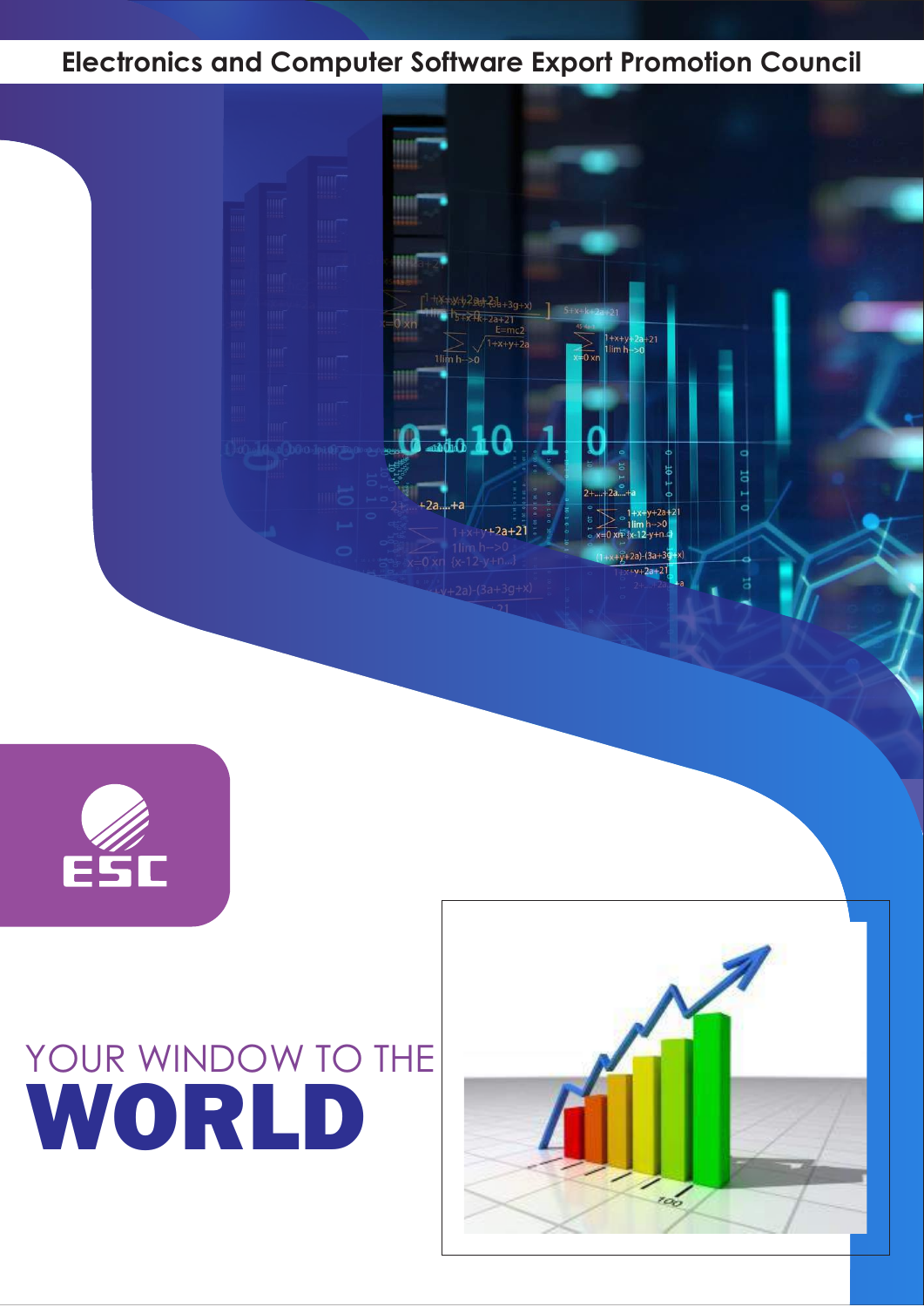Electronics and Computer Software Export Promotion Council

ESC

YOUR WINDOW TO THE

# WORLD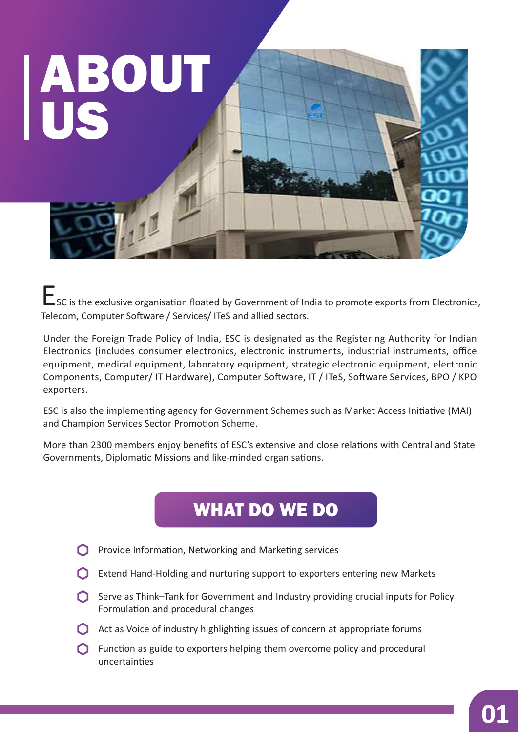# ABOUT US

ESC is the exclusive organisation floated by Government of India to promote exports from Electronics, Telecom, Computer Software / Services/ ITeS and allied sectors.

Under the Foreign Trade Policy of India, ESC is designated as the Registering Authority for Indian Electronics (includes consumer electronics, electronic instruments, industrial instruments, office equipment, medical equipment, laboratory equipment, strategic electronic equipment, electronic Components, Computer/ IT Hardware), Computer Software, IT / ITeS, Software Services, BPO / KPO exporters.

ESC is also the implementing agency for Government Schemes such as Market Access Initiative (MAI) and Champion Services Sector Promotion Scheme.

More than 2300 members enjoy benefits of ESC's extensive and close relations with Central and State Governments, Diplomatic Missions and like-minded organisations.

## WHAT DO WE DO

- Provide Information, Networking and Marketing services
- Extend Hand-Holding and nurturing support to exporters entering new Markets
- Serve as Think–Tank for Government and Industry providing crucial inputs for Policy Formulation and procedural changes
- Act as Voice of industry highlighting issues of concern at appropriate forums
- Function as guide to exporters helping them overcome policy and procedural uncertainties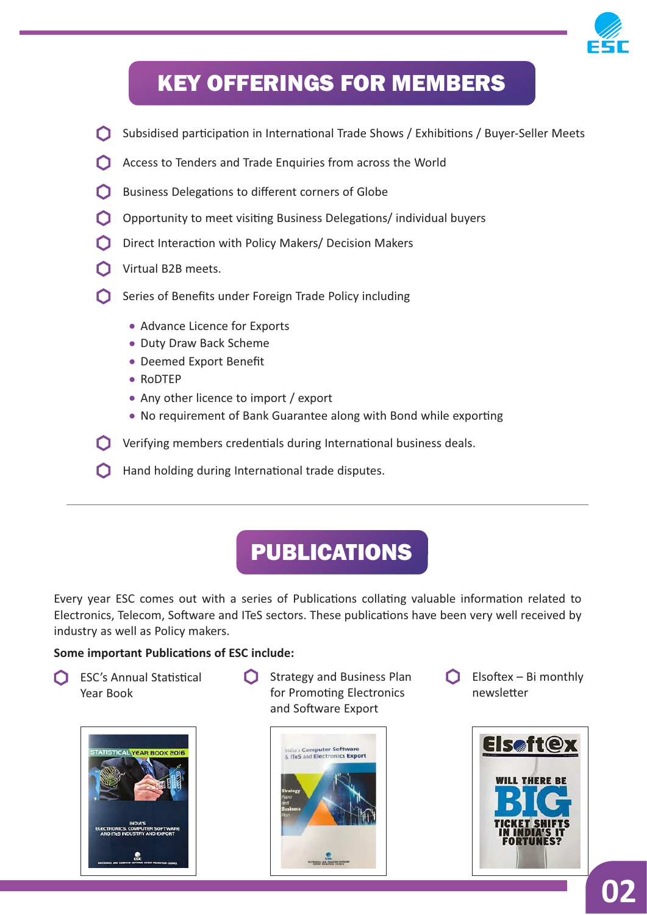# KEY OFFERINGS FOR MEMBERS

- Subsidised participation in International Trade Shows / Exhibitions / Buyer-Seller Meets
- Access to Tenders and Trade Enquiries from across the World
- Business Delegations to different corners of Globe
- Opportunity to meet visiting Business Delegations/ individual buyers
- Direct Interaction with Policy Makers/ Decision Makers
- Virtual B2B meets.
- Series of Benefits under Foreign Trade Policy including
  - Advance Licence for Exports
  - Duty Draw Back Scheme
  - Deemed Export Benefit
  - RoDTEP
  - Any other licence to import / export
  - No requirement of Bank Guarantee along with Bond while exporting
- Verifying members credentials during International business deals.
- Hand holding during International trade disputes.

# PUBLICATIONS

Every year ESC comes out with a series of Publications collating valuable information related to Electronics, Telecom, Software and ITeS sectors. These publications have been very well received by industry as well as Policy makers.

**Some important Publications of ESC include:**

- ESC's Annual Statistical Year Book
- Strategy and Business Plan for Promoting Electronics and Software Export
- Elsoftex – Bi monthly newsletter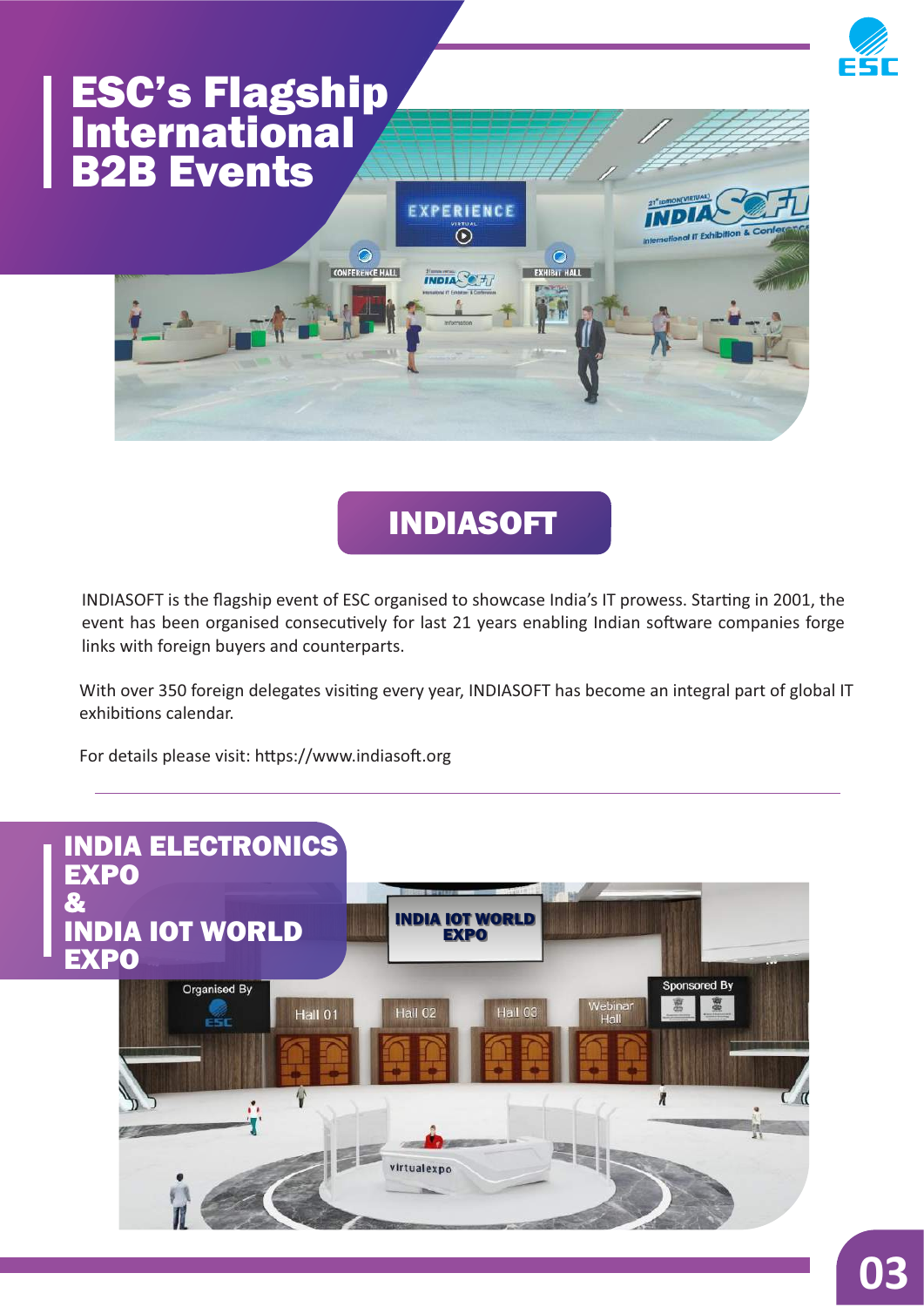# ESC's Flagship International B2B Events

## INDIASOFT

INDIASOFT is the flagship event of ESC organised to showcase India's IT prowess. Starting in 2001, the event has been organised consecutively for last 21 years enabling Indian software companies forge links with foreign buyers and counterparts.

With over 350 foreign delegates visiting every year, INDIASOFT has become an integral part of global IT exhibitions calendar.

For details please visit: https://www.indiasoft.org

## INDIA ELECTRONICS EXPO & INDIA IOT WORLD EXPO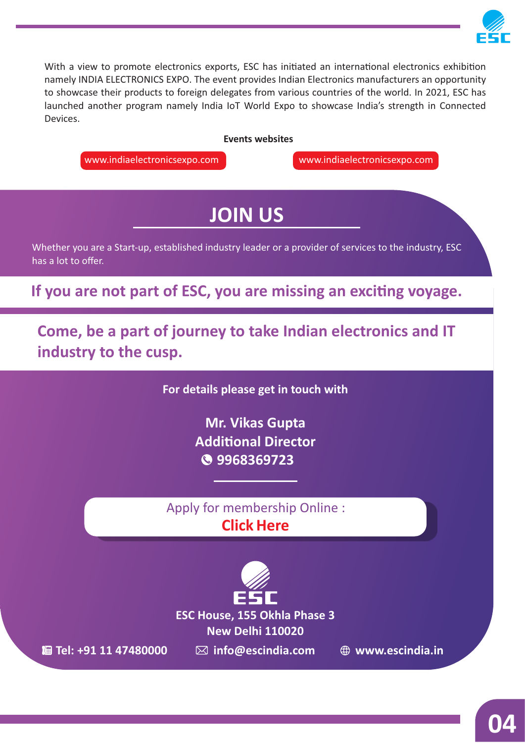With a view to promote electronics exports, ESC has initiated an international electronics exhibition namely INDIA ELECTRONICS EXPO. The event provides Indian Electronics manufacturers an opportunity to showcase their products to foreign delegates from various countries of the world. In 2021, ESC has launched another program namely India IoT World Expo to showcase India's strength in Connected Devices.

**Events websites**

www.indiaelectronicsexpo.com    www.indiaelectronicsexpo.com

# JOIN US

Whether you are a Start-up, established industry leader or a provider of services to the industry, ESC has a lot to offer.

## If you are not part of ESC, you are missing an exciting voyage.

## Come, be a part of journey to take Indian electronics and IT industry to the cusp.

**For details please get in touch with**

**Mr. Vikas Gupta**
**Additional Director**
**9968369723**

Apply for membership Online :
**Click Here**

ESC

**ESC House, 155 Okhla Phase 3**
**New Delhi 110020**

**Tel: +91 11 47480000**    **info@escindia.com**    **www.escindia.in**